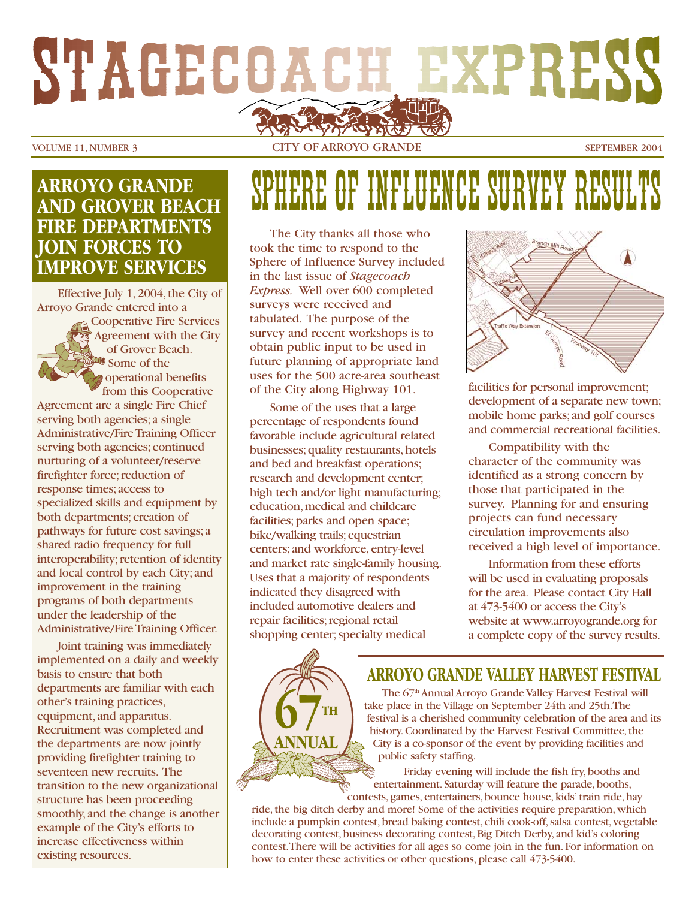# STAGECOACH EXPRESS

VOLUME 11, NUMBER 3 — CITY OF ARROYO GRANDE — SEPTEMBER 2004

## ARROYO GRANDE AND GROVER BEACH FIRE DEPARTMENTS JOIN FORCES TO IMPROVE SERVICES

Effective July 1, 2004, the City of Arroyo Grande entered into a Cooperative Fire Services Agreement with the City of Grover Beach. Some of the operational benefits from this Cooperative Agreement are a single Fire Chief serving both agencies; a single Administrative/Fire Training Officer serving both agencies; continued nurturing of a volunteer/reserve firefighter force; reduction of response times; access to specialized skills and equipment by both departments; creation of pathways for future cost savings; a shared radio frequency for full interoperability; retention of identity and local control by each City; and improvement in the training programs of both departments under the leadership of the Administrative/Fire Training Officer.

Joint training was immediately implemented on a daily and weekly basis to ensure that both departments are familiar with each other's training practices, equipment, and apparatus. Recruitment was completed and the departments are now jointly providing firefighter training to seventeen new recruits. The transition to the new organizational structure has been proceeding smoothly, and the change is another example of the City's efforts to increase effectiveness within existing resources.

## SPHERE OF INFLUENCE SURVEY RESULTS

The City thanks all those who took the time to respond to the Sphere of Influence Survey included in the last issue of *Stagecoach Express.* Well over 600 completed surveys were received and tabulated. The purpose of the survey and recent workshops is to obtain public input to be used in future planning of appropriate land uses for the 500 acre-area southeast of the City along Highway 101.

Some of the uses that a large percentage of respondents found favorable include agricultural related businesses; quality restaurants, hotels and bed and breakfast operations; research and development center; high tech and/or light manufacturing; education, medical and childcare facilities; parks and open space; bike/walking trails; equestrian centers; and workforce, entry-level and market rate single-family housing. Uses that a majority of respondents indicated they disagreed with included automotive dealers and repair facilities; regional retail shopping center; specialty medical facilities for personal improvement; development of a separate new town; mobile home parks; and golf courses and commercial recreational facilities.

Compatibility with the character of the community was identified as a strong concern by those that participated in the survey. Planning for and ensuring projects can fund necessary circulation improvements also received a high level of importance.

Information from these efforts will be used in evaluating proposals for the area. Please contact City Hall at 473-5400 or access the City's website at www.arroyogrande.org for a complete copy of the survey results.

## ARROYO GRANDE VALLEY HARVEST FESTIVAL

67TH ANNUAL

The 67th Annual Arroyo Grande Valley Harvest Festival will take place in the Village on September 24th and 25th. The festival is a cherished community celebration of the area and its history. Coordinated by the Harvest Festival Committee, the City is a co-sponsor of the event by providing facilities and public safety staffing.

Friday evening will include the fish fry, booths and entertainment. Saturday will feature the parade, booths, contests, games, entertainers, bounce house, kids' train ride, hay ride, the big ditch derby and more! Some of the activities require preparation, which include a pumpkin contest, bread baking contest, chili cook-off, salsa contest, vegetable decorating contest, business decorating contest, Big Ditch Derby, and kid's coloring contest. There will be activities for all ages so come join in the fun. For information on how to enter these activities or other questions, please call 473-5400.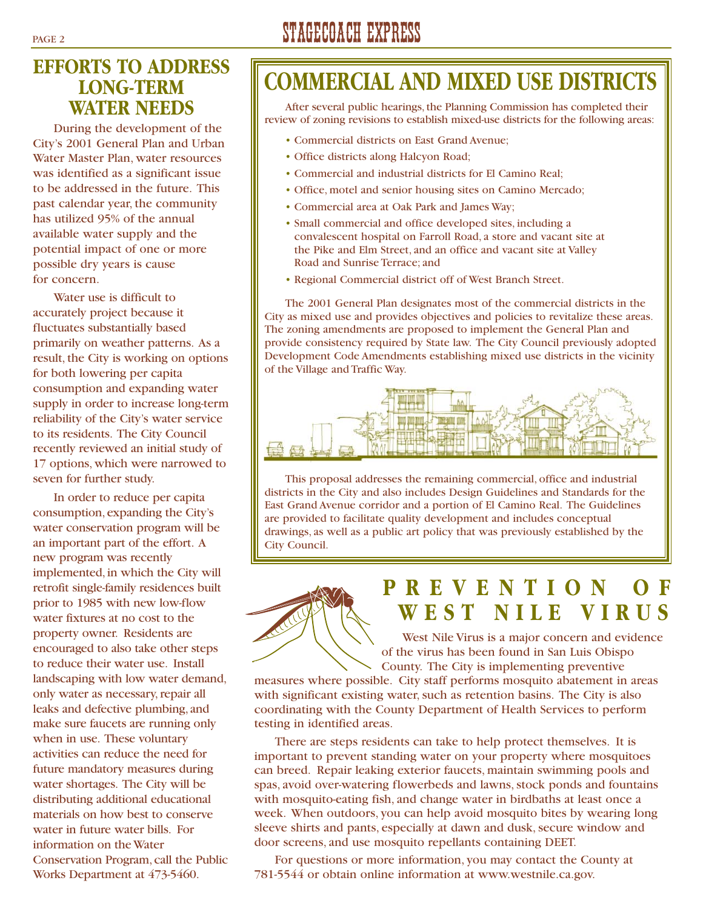## EFFORTS TO ADDRESS LONG-TERM WATER NEEDS

During the development of the City's 2001 General Plan and Urban Water Master Plan, water resources was identified as a significant issue to be addressed in the future. This past calendar year, the community has utilized 95% of the annual available water supply and the potential impact of one or more possible dry years is cause for concern.

Water use is difficult to accurately project because it fluctuates substantially based primarily on weather patterns. As a result, the City is working on options for both lowering per capita consumption and expanding water supply in order to increase long-term reliability of the City's water service to its residents. The City Council recently reviewed an initial study of 17 options, which were narrowed to seven for further study.

In order to reduce per capita consumption, expanding the City's water conservation program will be an important part of the effort. A new program was recently implemented, in which the City will retrofit single-family residences built prior to 1985 with new low-flow water fixtures at no cost to the property owner. Residents are encouraged to also take other steps to reduce their water use. Install landscaping with low water demand, only water as necessary, repair all leaks and defective plumbing, and make sure faucets are running only when in use. These voluntary activities can reduce the need for future mandatory measures during water shortages. The City will be distributing additional educational materials on how best to conserve water in future water bills. For information on the Water Conservation Program, call the Public Works Department at 473-5460.

## COMMERCIAL AND MIXED USE DISTRICTS

After several public hearings, the Planning Commission has completed their review of zoning revisions to establish mixed-use districts for the following areas:

- Commercial districts on East Grand Avenue;
- Office districts along Halcyon Road;
- Commercial and industrial districts for El Camino Real;
- Office, motel and senior housing sites on Camino Mercado;
- Commercial area at Oak Park and James Way;
- Small commercial and office developed sites, including a convalescent hospital on Farroll Road, a store and vacant site at the Pike and Elm Street, and an office and vacant site at Valley Road and Sunrise Terrace; and
- Regional Commercial district off of West Branch Street.

The 2001 General Plan designates most of the commercial districts in the City as mixed use and provides objectives and policies to revitalize these areas. The zoning amendments are proposed to implement the General Plan and provide consistency required by State law. The City Council previously adopted Development Code Amendments establishing mixed use districts in the vicinity of the Village and Traffic Way.

This proposal addresses the remaining commercial, office and industrial districts in the City and also includes Design Guidelines and Standards for the East Grand Avenue corridor and a portion of El Camino Real. The Guidelines are provided to facilitate quality development and includes conceptual drawings, as well as a public art policy that was previously established by the City Council.

## PREVENTION OF WEST NILE VIRUS

West Nile Virus is a major concern and evidence of the virus has been found in San Luis Obispo County. The City is implementing preventive measures where possible. City staff performs mosquito abatement in areas with significant existing water, such as retention basins. The City is also coordinating with the County Department of Health Services to perform testing in identified areas.

There are steps residents can take to help protect themselves. It is important to prevent standing water on your property where mosquitoes can breed. Repair leaking exterior faucets, maintain swimming pools and spas, avoid over-watering flowerbeds and lawns, stock ponds and fountains with mosquito-eating fish, and change water in birdbaths at least once a week. When outdoors, you can help avoid mosquito bites by wearing long sleeve shirts and pants, especially at dawn and dusk, secure window and door screens, and use mosquito repellants containing DEET.

For questions or more information, you may contact the County at 781-5544 or obtain online information at www.westnile.ca.gov.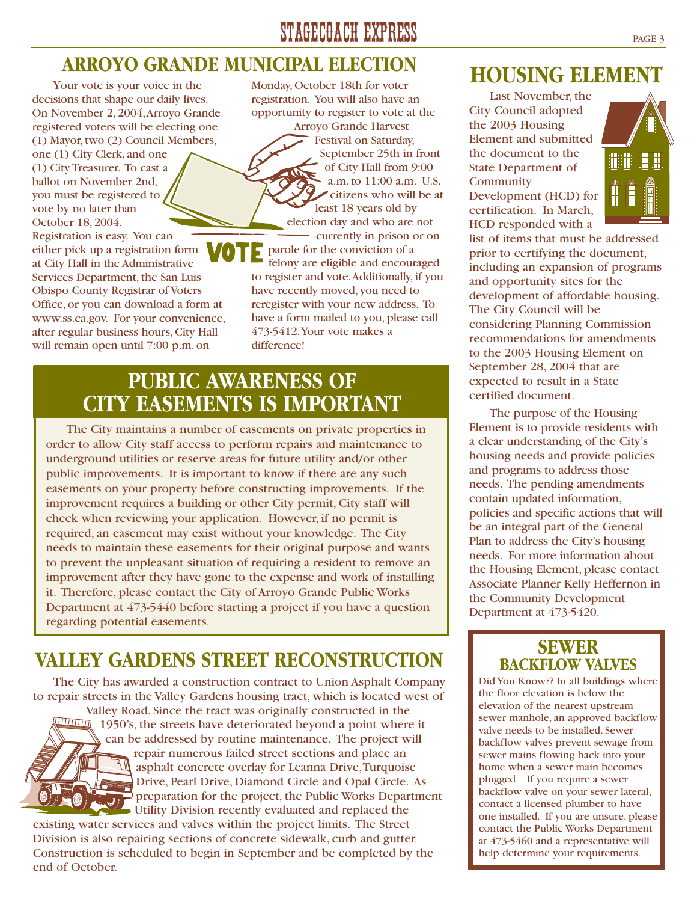## ARROYO GRANDE MUNICIPAL ELECTION

Your vote is your voice in the decisions that shape our daily lives. On November 2, 2004, Arroyo Grande registered voters will be electing one (1) Mayor, two (2) Council Members, one (1) City Clerk, and one (1) City Treasurer. To cast a ballot on November 2nd, you must be registered to vote by no later than October 18, 2004. Registration is easy. You can either pick up a registration form at City Hall in the Administrative Services Department, the San Luis Obispo County Registrar of Voters Office, or you can download a form at www.ss.ca.gov. For your convenience, after regular business hours, City Hall will remain open until 7:00 p.m. on Monday, October 18th for voter registration. You will also have an opportunity to register to vote at the Arroyo Grande Harvest Festival on Saturday, September 25th in front of City Hall from 9:00 a.m. to 11:00 a.m. U.S. citizens who will be at least 18 years old by election day and who are not currently in prison or on parole for the conviction of a felony are eligible and encouraged to register and vote. Additionally, if you have recently moved, you need to reregister with your new address. To have a form mailed to you, please call 473-5412. Your vote makes a difference!

VOTE

## PUBLIC AWARENESS OF CITY EASEMENTS IS IMPORTANT

The City maintains a number of easements on private properties in order to allow City staff access to perform repairs and maintenance to underground utilities or reserve areas for future utility and/or other public improvements. It is important to know if there are any such easements on your property before constructing improvements. If the improvement requires a building or other City permit, City staff will check when reviewing your application. However, if no permit is required, an easement may exist without your knowledge. The City needs to maintain these easements for their original purpose and wants to prevent the unpleasant situation of requiring a resident to remove an improvement after they have gone to the expense and work of installing it. Therefore, please contact the City of Arroyo Grande Public Works Department at 473-5440 before starting a project if you have a question regarding potential easements.

## VALLEY GARDENS STREET RECONSTRUCTION

The City has awarded a construction contract to Union Asphalt Company to repair streets in the Valley Gardens housing tract, which is located west of Valley Road. Since the tract was originally constructed in the 1950's, the streets have deteriorated beyond a point where it can be addressed by routine maintenance. The project will repair numerous failed street sections and place an asphalt concrete overlay for Leanna Drive, Turquoise Drive, Pearl Drive, Diamond Circle and Opal Circle. As preparation for the project, the Public Works Department Utility Division recently evaluated and replaced the existing water services and valves within the project limits. The Street Division is also repairing sections of concrete sidewalk, curb and gutter. Construction is scheduled to begin in September and be completed by the end of October.

## HOUSING ELEMENT

Last November, the City Council adopted the 2003 Housing Element and submitted the document to the State Department of Community Development (HCD) for certification. In March, HCD responded with a list of items that must be addressed prior to certifying the document, including an expansion of programs and opportunity sites for the development of affordable housing. The City Council will be considering Planning Commission recommendations for amendments to the 2003 Housing Element on September 28, 2004 that are expected to result in a State certified document.

The purpose of the Housing Element is to provide residents with a clear understanding of the City's housing needs and provide policies and programs to address those needs. The pending amendments contain updated information, policies and specific actions that will be an integral part of the General Plan to address the City's housing needs. For more information about the Housing Element, please contact Associate Planner Kelly Heffernon in the Community Development Department at 473-5420.

## SEWER BACKFLOW VALVES

Did You Know?? In all buildings where the floor elevation is below the elevation of the nearest upstream sewer manhole, an approved backflow valve needs to be installed. Sewer backflow valves prevent sewage from sewer mains flowing back into your home when a sewer main becomes plugged. If you require a sewer backflow valve on your sewer lateral, contact a licensed plumber to have one installed. If you are unsure, please contact the Public Works Department at 473-5460 and a representative will help determine your requirements.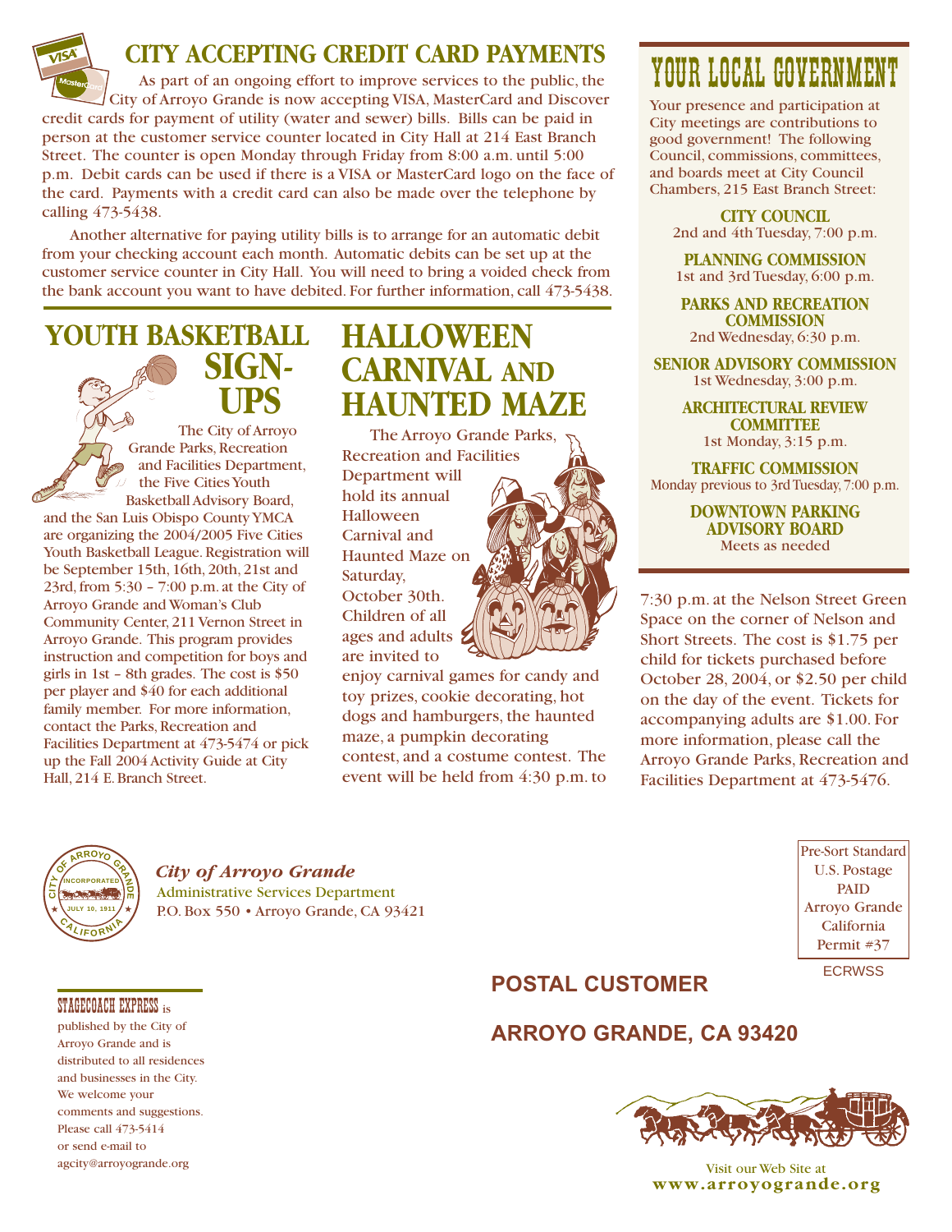## CITY ACCEPTING CREDIT CARD PAYMENTS

As part of an ongoing effort to improve services to the public, the City of Arroyo Grande is now accepting VISA, MasterCard and Discover credit cards for payment of utility (water and sewer) bills. Bills can be paid in person at the customer service counter located in City Hall at 214 East Branch Street. The counter is open Monday through Friday from 8:00 a.m. until 5:00 p.m. Debit cards can be used if there is a VISA or MasterCard logo on the face of the card. Payments with a credit card can also be made over the telephone by calling 473-5438.

Another alternative for paying utility bills is to arrange for an automatic debit from your checking account each month. Automatic debits can be set up at the customer service counter in City Hall. You will need to bring a voided check from the bank account you want to have debited. For further information, call 473-5438.

## YOUTH BASKETBALL SIGN-UPS

The City of Arroyo Grande Parks, Recreation and Facilities Department, the Five Cities Youth Basketball Advisory Board, and the San Luis Obispo County YMCA are organizing the 2004/2005 Five Cities Youth Basketball League. Registration will be September 15th, 16th, 20th, 21st and 23rd, from 5:30 – 7:00 p.m. at the City of Arroyo Grande and Woman's Club Community Center, 211 Vernon Street in Arroyo Grande. This program provides instruction and competition for boys and girls in 1st – 8th grades. The cost is $50 per player and $40 for each additional family member. For more information, contact the Parks, Recreation and Facilities Department at 473-5474 or pick up the Fall 2004 Activity Guide at City Hall, 214 E. Branch Street.

## HALLOWEEN CARNIVAL AND HAUNTED MAZE

The Arroyo Grande Parks, Recreation and Facilities Department will hold its annual Halloween Carnival and Haunted Maze on Saturday, October 30th. Children of all ages and adults are invited to enjoy carnival games for candy and toy prizes, cookie decorating, hot dogs and hamburgers, the haunted maze, a pumpkin decorating contest, and a costume contest. The event will be held from 4:30 p.m. to 7:30 p.m. at the Nelson Street Green Space on the corner of Nelson and Short Streets. The cost is $1.75 per child for tickets purchased before October 28, 2004, or $2.50 per child on the day of the event. Tickets for accompanying adults are $1.00. For more information, please call the Arroyo Grande Parks, Recreation and Facilities Department at 473-5476.

## YOUR LOCAL GOVERNMENT

Your presence and participation at City meetings are contributions to good government! The following Council, commissions, committees, and boards meet at City Council Chambers, 215 East Branch Street:

**CITY COUNCIL**
2nd and 4th Tuesday, 7:00 p.m.

**PLANNING COMMISSION**
1st and 3rd Tuesday, 6:00 p.m.

**PARKS AND RECREATION COMMISSION**
2nd Wednesday, 6:30 p.m.

**SENIOR ADVISORY COMMISSION**
1st Wednesday, 3:00 p.m.

**ARCHITECTURAL REVIEW COMMITTEE**
1st Monday, 3:15 p.m.

**TRAFFIC COMMISSION**
Monday previous to 3rd Tuesday, 7:00 p.m.

**DOWNTOWN PARKING ADVISORY BOARD**
Meets as needed

*City of Arroyo Grande*
Administrative Services Department
P.O. Box 550 • Arroyo Grande, CA 93421

Pre-Sort Standard
U.S. Postage
PAID
Arroyo Grande
California
Permit #37

ECRWSS

**POSTAL CUSTOMER**

**ARROYO GRANDE, CA 93420**

STAGECOACH EXPRESS is published by the City of Arroyo Grande and is distributed to all residences and businesses in the City. We welcome your comments and suggestions. Please call 473-5414 or send e-mail to agcity@arroyogrande.org

Visit our Web Site at
**www.arroyogrande.org**